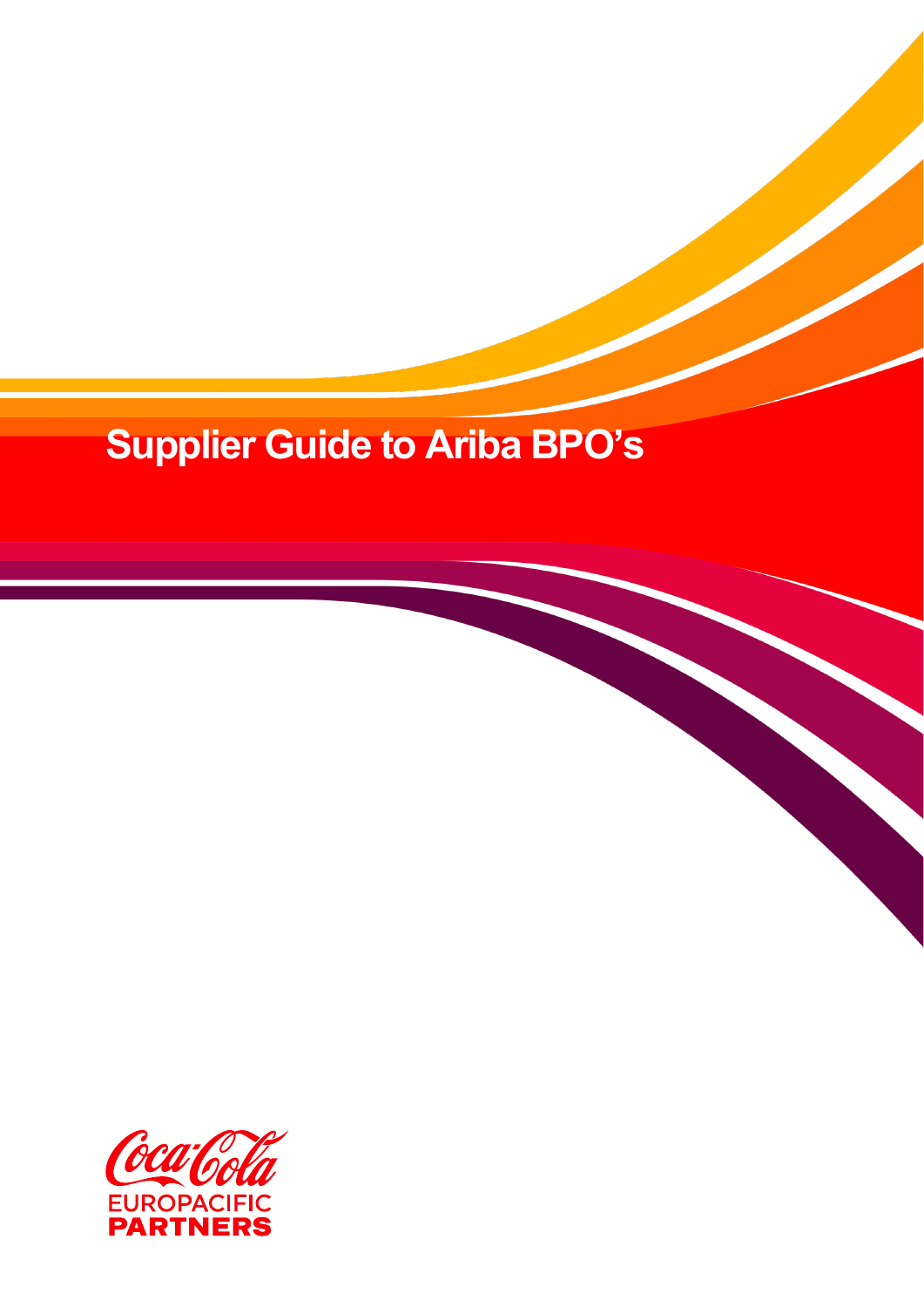# Supplier Guide to Ariba BPO's

Coca-Cola EUROPACIFIC PARTNERS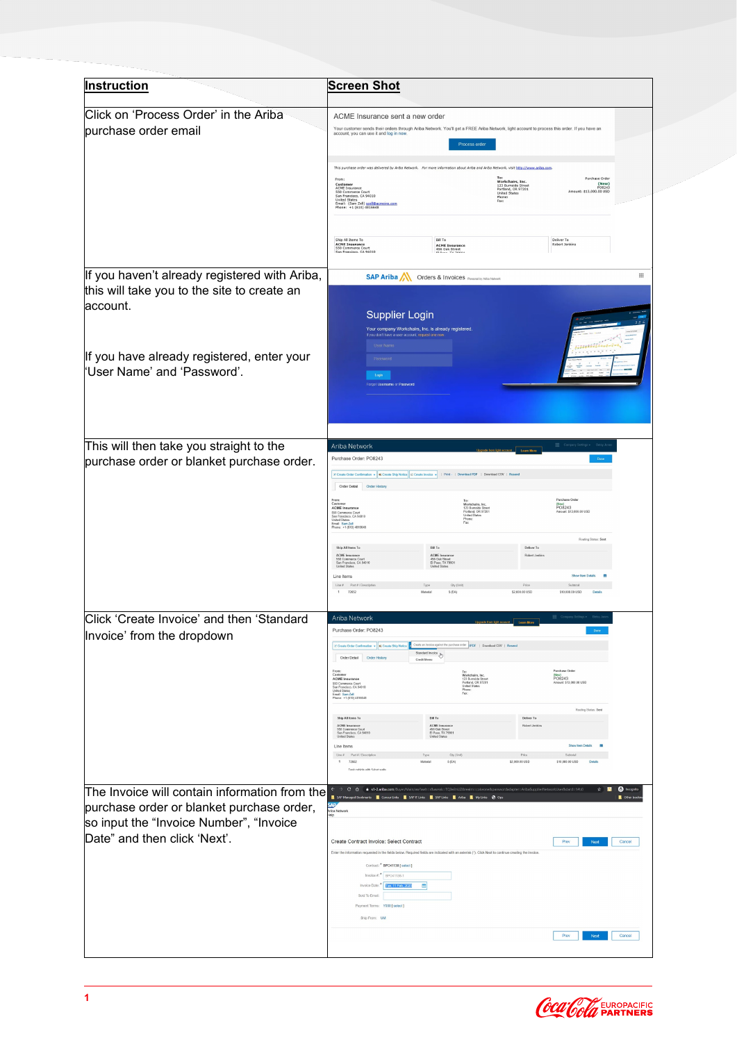| Instruction | Screen Shot |
| --- | --- |
| Click on 'Process Order' in the Ariba purchase order email | |
| If you haven't already registered with Ariba, this will take you to the site to create an account.<br><br>If you have already registered, enter your 'User Name' and 'Password'. | |
| This will then take you straight to the purchase order or blanket purchase order. | |
| Click 'Create Invoice' and then 'Standard Invoice' from the dropdown | |
| The Invoice will contain information from the purchase order or blanket purchase order, so input the "Invoice Number", "Invoice Date" and then click 'Next'. | |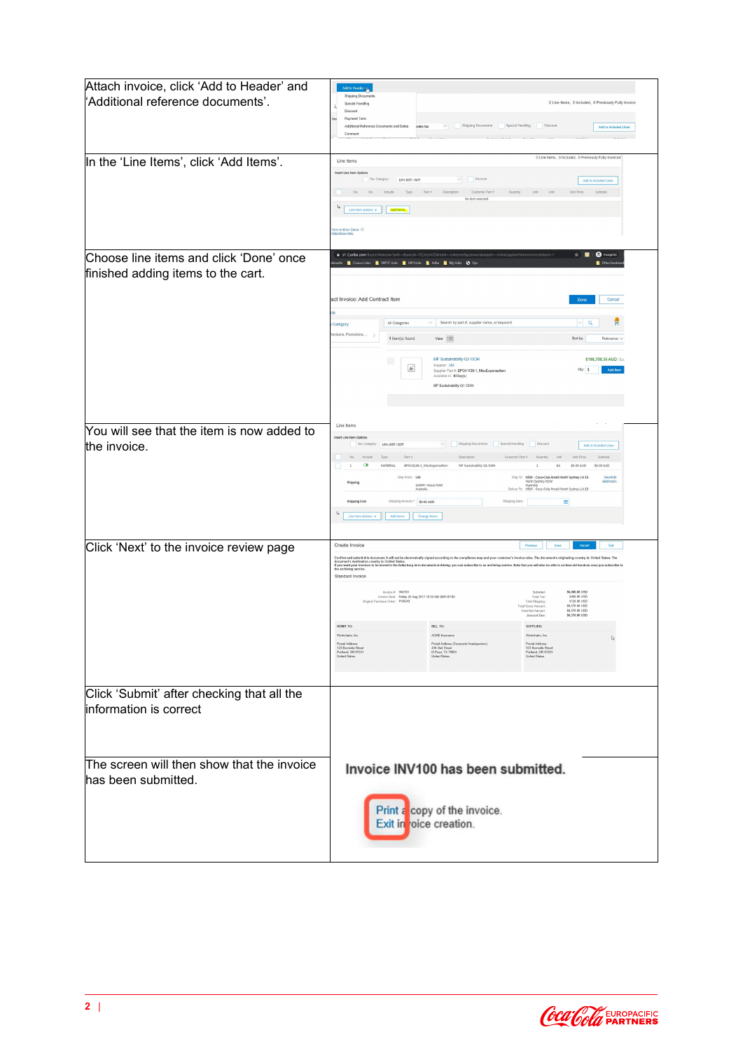| | |
|---|---|
| Attach invoice, click 'Add to Header' and 'Additional reference documents'. | |
| In the 'Line Items', click 'Add Items'. | |
| Choose line items and click 'Done' once finished adding items to the cart. | |
| You will see that the item is now added to the invoice. | |
| Click 'Next' to the invoice review page | |
| Click 'Submit' after checking that all the information is correct | |
| The screen will then show that the invoice has been submitted. | |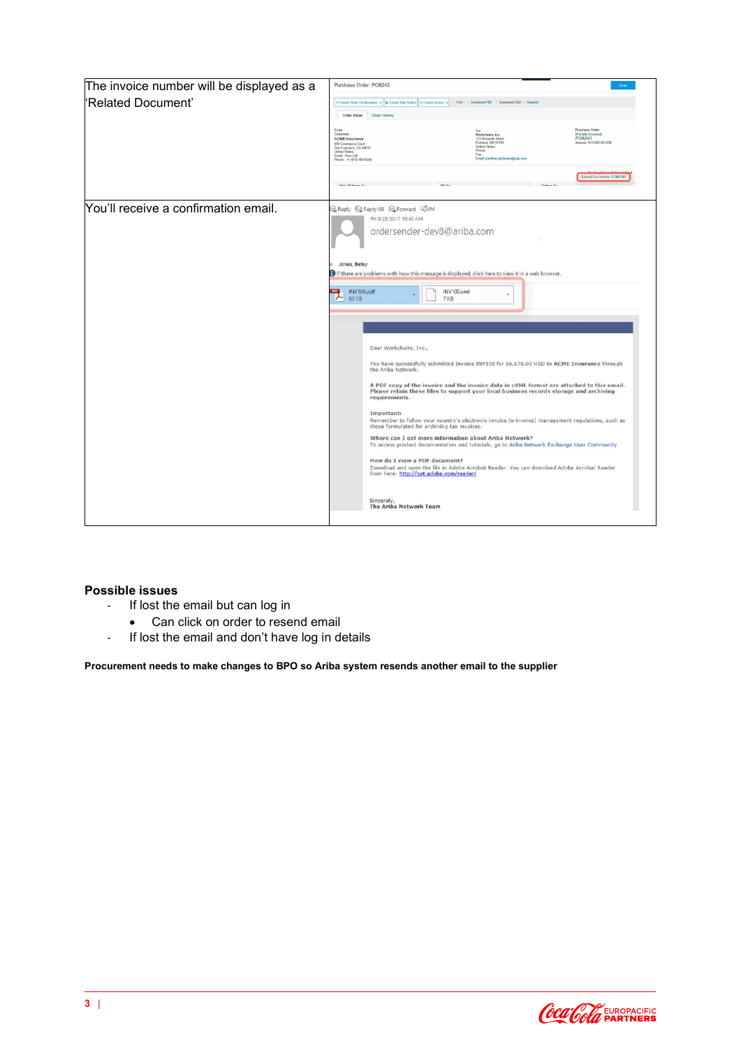| | |
|---|---|
| The invoice number will be displayed as a 'Related Document' | |
| You'll receive a confirmation email. | |

### Possible issues

- If lost the email but can log in
  - Can click on order to resend email
- If lost the email and don't have log in details

**Procurement needs to make changes to BPO so Ariba system resends another email to the supplier**